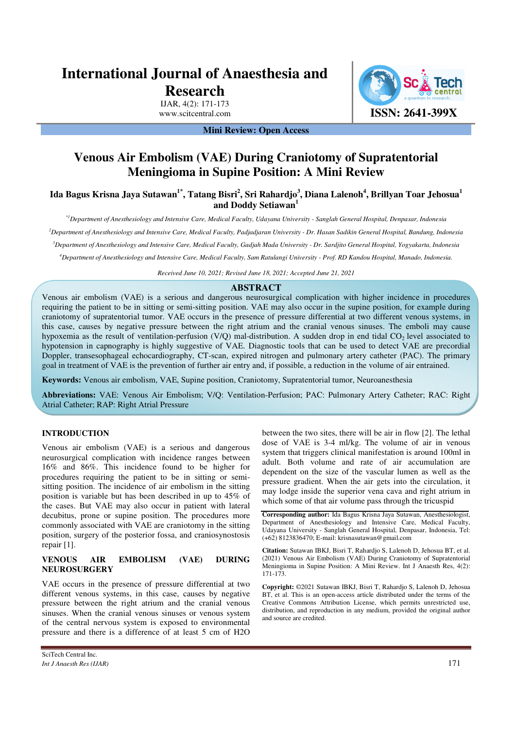# Venous Air Embolism (VAE) During Craniotomy of Supratentorial Meningioma in Supine Position: A Mini Review

**Ida Bagus Krisna Jaya Sutawan[1*], Tatang Bisri[2], Sri Rahardjo[3], Diana Lalenoh[4], Brillyan Toar Jehosua[1] and Doddy Setiawan[1]**

*[*1]Department of Anesthesiology and Intensive Care, Medical Faculty, Udayana University - Sanglah General Hospital, Denpasar, Indonesia*

*[2]Department of Anesthesiology and Intensive Care, Medical Faculty, Padjadjaran University - Dr. Hasan Sadikin General Hospital, Bandung, Indonesia*

*[3]Department of Anesthesiology and Intensive Care, Medical Faculty, Gadjah Mada University - Dr. Sardjito General Hospital, Yogyakarta, Indonesia*

*[4]Department of Anesthesiology and Intensive Care, Medical Faculty, Sam Ratulangi University - Prof. RD Kandou Hospital, Manado, Indonesia.*

*Received June 10, 2021; Revised June 18, 2021; Accepted June 21, 2021*

Mini Review: Open Access

## ABSTRACT

Venous air embolism (VAE) is a serious and dangerous neurosurgical complication with higher incidence in procedures requiring the patient to be in sitting or semi-sitting position. VAE may also occur in the supine position, for example during craniotomy of supratentorial tumor. VAE occurs in the presence of pressure differential at two different venous systems, in this case, causes by negative pressure between the right atrium and the cranial venous sinuses. The emboli may cause hypoxemia as the result of ventilation-perfusion (V/Q) mal-distribution. A sudden drop in end tidal $CO_2$ level associated to hypotension in capnography is highly suggestive of VAE. Diagnostic tools that can be used to detect VAE are precordial Doppler, transesophageal echocardiography, CT-scan, expired nitrogen and pulmonary artery catheter (PAC). The primary goal in treatment of VAE is the prevention of further air entry and, if possible, a reduction in the volume of air entrained.

**Keywords:** Venous air embolism, VAE, Supine position, Craniotomy, Supratentorial tumor, Neuroanesthesia

**Abbreviations:** VAE: Venous Air Embolism; V/Q: Ventilation-Perfusion; PAC: Pulmonary Artery Catheter; RAC: Right Atrial Catheter; RAP: Right Atrial Pressure

## INTRODUCTION

Venous air embolism (VAE) is a serious and dangerous neurosurgical complication with incidence ranges between 16% and 86%. This incidence found to be higher for procedures requiring the patient to be in sitting or semi-sitting position. The incidence of air embolism in the sitting position is variable but has been described in up to 45% of the cases. But VAE may also occur in patient with lateral decubitus, prone or supine position. The procedures more commonly associated with VAE are craniotomy in the sitting position, surgery of the posterior fossa, and craniosynostosis repair [1].

## VENOUS AIR EMBOLISM (VAE) DURING NEUROSURGERY

VAE occurs in the presence of pressure differential at two different venous systems, in this case, causes by negative pressure between the right atrium and the cranial venous sinuses. When the cranial venous sinuses or venous system of the central nervous system is exposed to environmental pressure and there is a difference of at least 5 cm of $H_2O$ between the two sites, there will be air in flow [2]. The lethal dose of VAE is 3-4 ml/kg. The volume of air in venous system that triggers clinical manifestation is around 100ml in adult. Both volume and rate of air accumulation are dependent on the size of the vascular lumen as well as the pressure gradient. When the air gets into the circulation, it may lodge inside the superior vena cava and right atrium in which some of that air volume pass through the tricuspid

**Corresponding author:** Ida Bagus Krisna Jaya Sutawan, Anesthesiologist, Department of Anesthesiology and Intensive Care, Medical Faculty, Udayana University - Sanglah General Hospital, Denpasar, Indonesia, Tel: (+62) 8123836470; E-mail: krisnasutawan@gmail.com

**Citation:** Sutawan IBKJ, Bisri T, Rahardjo S, Lalenoh D, Jehosua BT, et al. (2021) Venous Air Embolism (VAE) During Craniotomy of Supratentorial Meningioma in Supine Position: A Mini Review. Int J Anaesth Res, 4(2): 171-173.

**Copyright:** ©2021 Sutawan IBKJ, Bisri T, Rahardjo S, Lalenoh D, Jehosua BT, et al. This is an open-access article distributed under the terms of the Creative Commons Attribution License, which permits unrestricted use, distribution, and reproduction in any medium, provided the original author and source are credited.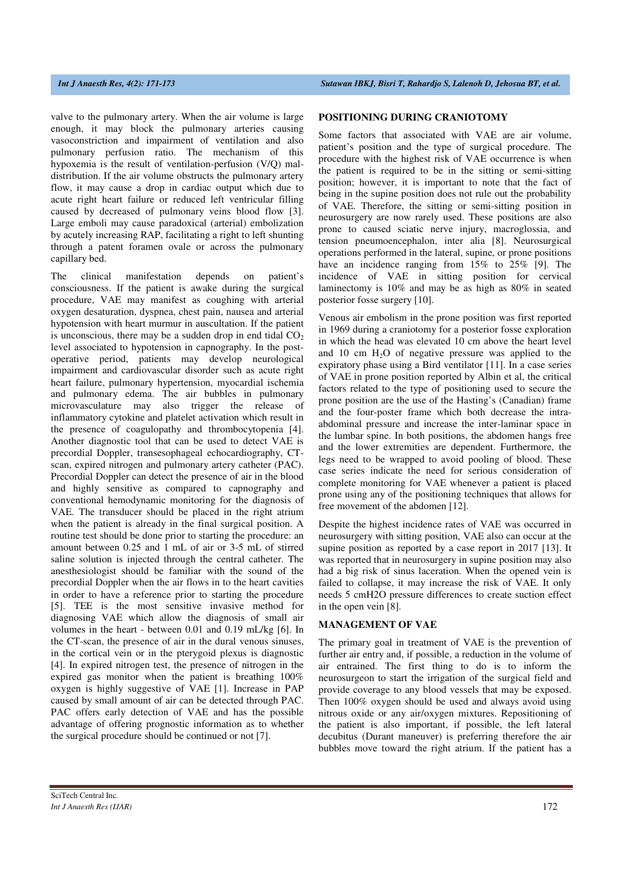valve to the pulmonary artery. When the air volume is large enough, it may block the pulmonary arteries causing vasoconstriction and impairment of ventilation and also pulmonary perfusion ratio. The mechanism of this hypoxemia is the result of ventilation-perfusion (V/Q) maldistribution. If the air volume obstructs the pulmonary artery flow, it may cause a drop in cardiac output which due to acute right heart failure or reduced left ventricular filling caused by decreased of pulmonary veins blood flow [3]. Large emboli may cause paradoxical (arterial) embolization by acutely increasing RAP, facilitating a right to left shunting through a patent foramen ovale or across the pulmonary capillary bed.

The clinical manifestation depends on patient's consciousness. If the patient is awake during the surgical procedure, VAE may manifest as coughing with arterial oxygen desaturation, dyspnea, chest pain, nausea and arterial hypotension with heart murmur in auscultation. If the patient is unconscious, there may be a sudden drop in end tidal $CO_2$ level associated to hypotension in capnography. In the post-operative period, patients may develop neurological impairment and cardiovascular disorder such as acute right heart failure, pulmonary hypertension, myocardial ischemia and pulmonary edema. The air bubbles in pulmonary microvasculature may also trigger the release of inflammatory cytokine and platelet activation which result in the presence of coagulopathy and thrombocytopenia [4]. Another diagnostic tool that can be used to detect VAE is precordial Doppler, transesophageal echocardiography, CT-scan, expired nitrogen and pulmonary artery catheter (PAC). Precordial Doppler can detect the presence of air in the blood and highly sensitive as compared to capnography and conventional hemodynamic monitoring for the diagnosis of VAE. The transducer should be placed in the right atrium when the patient is already in the final surgical position. A routine test should be done prior to starting the procedure: an amount between 0.25 and 1 mL of air or 3-5 mL of stirred saline solution is injected through the central catheter. The anesthesiologist should be familiar with the sound of the precordial Doppler when the air flows in to the heart cavities in order to have a reference prior to starting the procedure [5]. TEE is the most sensitive invasive method for diagnosing VAE which allow the diagnosis of small air volumes in the heart - between 0.01 and 0.19 mL/kg [6]. In the CT-scan, the presence of air in the dural venous sinuses, in the cortical vein or in the pterygoid plexus is diagnostic [4]. In expired nitrogen test, the presence of nitrogen in the expired gas monitor when the patient is breathing 100% oxygen is highly suggestive of VAE [1]. Increase in PAP caused by small amount of air can be detected through PAC. PAC offers early detection of VAE and has the possible advantage of offering prognostic information as to whether the surgical procedure should be continued or not [7].

## POSITIONING DURING CRANIOTOMY

Some factors that associated with VAE are air volume, patient's position and the type of surgical procedure. The procedure with the highest risk of VAE occurrence is when the patient is required to be in the sitting or semi-sitting position; however, it is important to note that the fact of being in the supine position does not rule out the probability of VAE. Therefore, the sitting or semi-sitting position in neurosurgery are now rarely used. These positions are also prone to caused sciatic nerve injury, macroglossia, and tension pneumoencephalon, inter alia [8]. Neurosurgical operations performed in the lateral, supine, or prone positions have an incidence ranging from 15% to 25% [9]. The incidence of VAE in sitting position for cervical laminectomy is 10% and may be as high as 80% in seated posterior fosse surgery [10].

Venous air embolism in the prone position was first reported in 1969 during a craniotomy for a posterior fosse exploration in which the head was elevated 10 cm above the heart level and 10 cm $H_2O$ of negative pressure was applied to the expiratory phase using a Bird ventilator [11]. In a case series of VAE in prone position reported by Albin et al, the critical factors related to the type of positioning used to secure the prone position are the use of the Hasting's (Canadian) frame and the four-poster frame which both decrease the intra-abdominal pressure and increase the inter-laminar space in the lumbar spine. In both positions, the abdomen hangs free and the lower extremities are dependent. Furthermore, the legs need to be wrapped to avoid pooling of blood. These case series indicate the need for serious consideration of complete monitoring for VAE whenever a patient is placed prone using any of the positioning techniques that allows for free movement of the abdomen [12].

Despite the highest incidence rates of VAE was occurred in neurosurgery with sitting position, VAE also can occur at the supine position as reported by a case report in 2017 [13]. It was reported that in neurosurgery in supine position may also had a big risk of sinus laceration. When the opened vein is failed to collapse, it may increase the risk of VAE. It only needs 5 cmH2O pressure differences to create suction effect in the open vein [8].

## MANAGEMENT OF VAE

The primary goal in treatment of VAE is the prevention of further air entry and, if possible, a reduction in the volume of air entrained. The first thing to do is to inform the neurosurgeon to start the irrigation of the surgical field and provide coverage to any blood vessels that may be exposed. Then 100% oxygen should be used and always avoid using nitrous oxide or any air/oxygen mixtures. Repositioning of the patient is also important, if possible, the left lateral decubitus (Durant maneuver) is preferring therefore the air bubbles move toward the right atrium. If the patient has a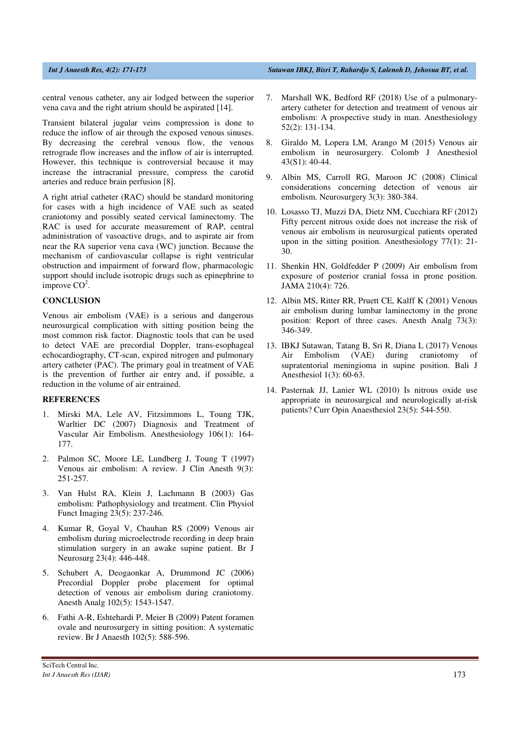central venous catheter, any air lodged between the superior vena cava and the right atrium should be aspirated [14].

Transient bilateral jugular veins compression is done to reduce the inflow of air through the exposed venous sinuses. By decreasing the cerebral venous flow, the venous retrograde flow increases and the inflow of air is interrupted. However, this technique is controversial because it may increase the intracranial pressure, compress the carotid arteries and reduce brain perfusion [8].

A right atrial catheter (RAC) should be standard monitoring for cases with a high incidence of VAE such as seated craniotomy and possibly seated cervical laminectomy. The RAC is used for accurate measurement of RAP, central administration of vasoactive drugs, and to aspirate air from near the RA superior vena cava (WC) junction. Because the mechanism of cardiovascular collapse is right ventricular obstruction and impairment of forward flow, pharmacologic support should include isotropic drugs such as epinephrine to improve $CO^2$.

## CONCLUSION

Venous air embolism (VAE) is a serious and dangerous neurosurgical complication with sitting position being the most common risk factor. Diagnostic tools that can be used to detect VAE are precordial Doppler, trans-esophageal echocardiography, CT-scan, expired nitrogen and pulmonary artery catheter (PAC). The primary goal in treatment of VAE is the prevention of further air entry and, if possible, a reduction in the volume of air entrained.

## REFERENCES

1. Mirski MA, Lele AV, Fitzsimmons L, Toung TJK, Warltier DC (2007) Diagnosis and Treatment of Vascular Air Embolism. Anesthesiology 106(1): 164-177.
2. Palmon SC, Moore LE, Lundberg J, Toung T (1997) Venous air embolism: A review. J Clin Anesth 9(3): 251-257.
3. Van Hulst RA, Klein J, Lachmann B (2003) Gas embolism: Pathophysiology and treatment. Clin Physiol Funct Imaging 23(5): 237-246.
4. Kumar R, Goyal V, Chauhan RS (2009) Venous air embolism during microelectrode recording in deep brain stimulation surgery in an awake supine patient. Br J Neurosurg 23(4): 446-448.
5. Schubert A, Deogaonkar A, Drummond JC (2006) Precordial Doppler probe placement for optimal detection of venous air embolism during craniotomy. Anesth Analg 102(5): 1543-1547.
6. Fathi A-R, Eshtehardi P, Meier B (2009) Patent foramen ovale and neurosurgery in sitting position: A systematic review. Br J Anaesth 102(5): 588-596.
7. Marshall WK, Bedford RF (2018) Use of a pulmonary-artery catheter for detection and treatment of venous air embolism: A prospective study in man. Anesthesiology 52(2): 131-134.
8. Giraldo M, Lopera LM, Arango M (2015) Venous air embolism in neurosurgery. Colomb J Anesthesiol 43(S1): 40-44.
9. Albin MS, Carroll RG, Maroon JC (2008) Clinical considerations concerning detection of venous air embolism. Neurosurgery 3(3): 380-384.
10. Losasso TJ, Muzzi DA, Dietz NM, Cucchiara RF (2012) Fifty percent nitrous oxide does not increase the risk of venous air embolism in neurosurgical patients operated upon in the sitting position. Anesthesiology 77(1): 21-30.
11. Shenkin HN, Goldfedder P (2009) Air embolism from exposure of posterior cranial fossa in prone position. JAMA 210(4): 726.
12. Albin MS, Ritter RR, Pruett CE, Kalff K (2001) Venous air embolism during lumbar laminectomy in the prone position: Report of three cases. Anesth Analg 73(3): 346-349.
13. IBKJ Sutawan, Tatang B, Sri R, Diana L (2017) Venous Air Embolism (VAE) during craniotomy of supratentorial meningioma in supine position. Bali J Anesthesiol 1(3): 60-63.
14. Pasternak JJ, Lanier WL (2010) Is nitrous oxide use appropriate in neurosurgical and neurologically at-risk patients? Curr Opin Anaesthesiol 23(5): 544-550.